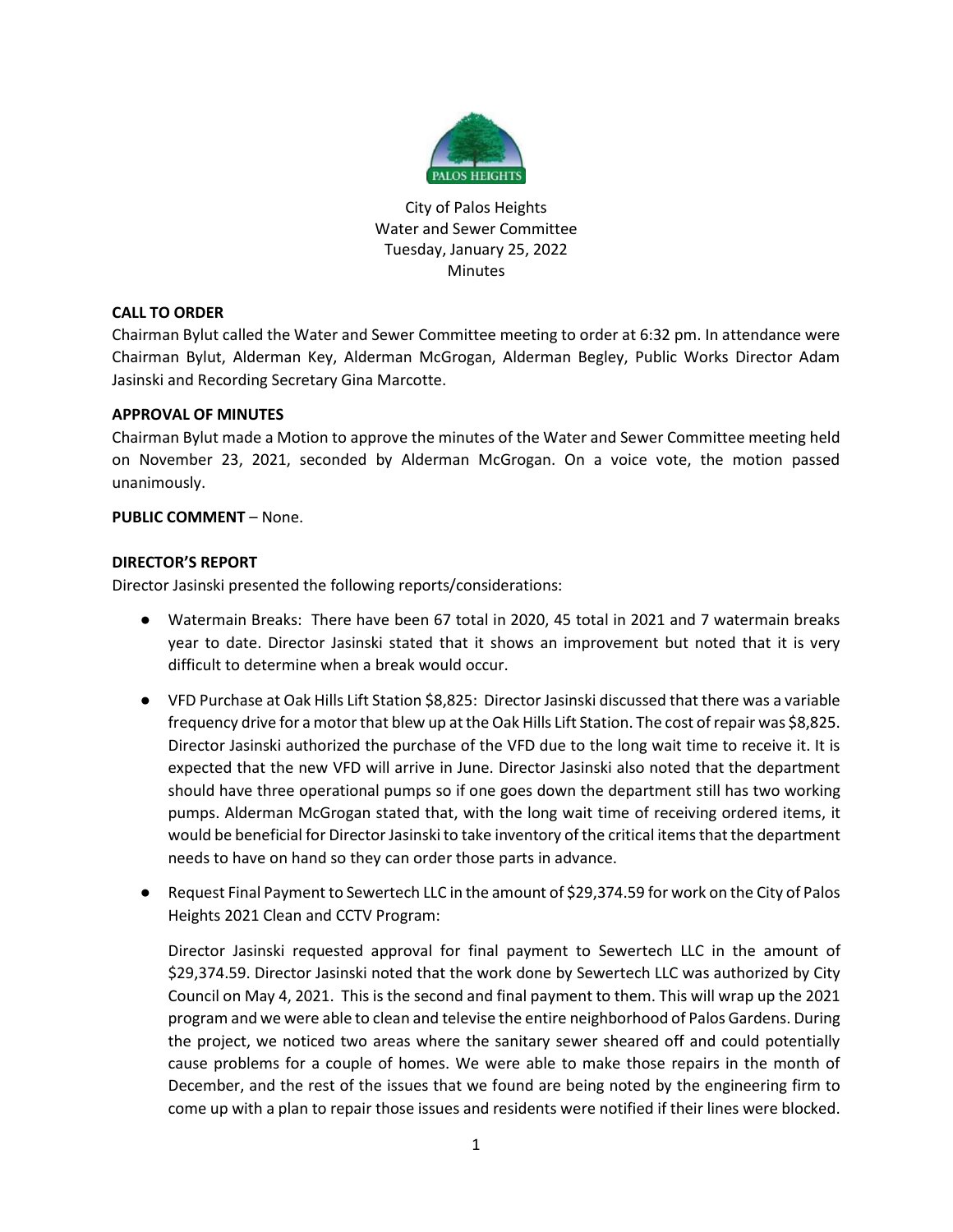City of Palos Heights
Water and Sewer Committee
Tuesday, January 25, 2022
Minutes

**CALL TO ORDER**

Chairman Bylut called the Water and Sewer Committee meeting to order at 6:32 pm. In attendance were Chairman Bylut, Alderman Key, Alderman McGrogan, Alderman Begley, Public Works Director Adam Jasinski and Recording Secretary Gina Marcotte.

**APPROVAL OF MINUTES**

Chairman Bylut made a Motion to approve the minutes of the Water and Sewer Committee meeting held on November 23, 2021, seconded by Alderman McGrogan. On a voice vote, the motion passed unanimously.

**PUBLIC COMMENT** – None.

**DIRECTOR'S REPORT**

Director Jasinski presented the following reports/considerations:

- Watermain Breaks: There have been 67 total in 2020, 45 total in 2021 and 7 watermain breaks year to date. Director Jasinski stated that it shows an improvement but noted that it is very difficult to determine when a break would occur.

- VFD Purchase at Oak Hills Lift Station $8,825: Director Jasinski discussed that there was a variable frequency drive for a motor that blew up at the Oak Hills Lift Station. The cost of repair was $8,825. Director Jasinski authorized the purchase of the VFD due to the long wait time to receive it. It is expected that the new VFD will arrive in June. Director Jasinski also noted that the department should have three operational pumps so if one goes down the department still has two working pumps. Alderman McGrogan stated that, with the long wait time of receiving ordered items, it would be beneficial for Director Jasinski to take inventory of the critical items that the department needs to have on hand so they can order those parts in advance.

- Request Final Payment to Sewertech LLC in the amount of $29,374.59 for work on the City of Palos Heights 2021 Clean and CCTV Program:

  Director Jasinski requested approval for final payment to Sewertech LLC in the amount of $29,374.59. Director Jasinski noted that the work done by Sewertech LLC was authorized by City Council on May 4, 2021. This is the second and final payment to them. This will wrap up the 2021 program and we were able to clean and televise the entire neighborhood of Palos Gardens. During the project, we noticed two areas where the sanitary sewer sheared off and could potentially cause problems for a couple of homes. We were able to make those repairs in the month of December, and the rest of the issues that we found are being noted by the engineering firm to come up with a plan to repair those issues and residents were notified if their lines were blocked.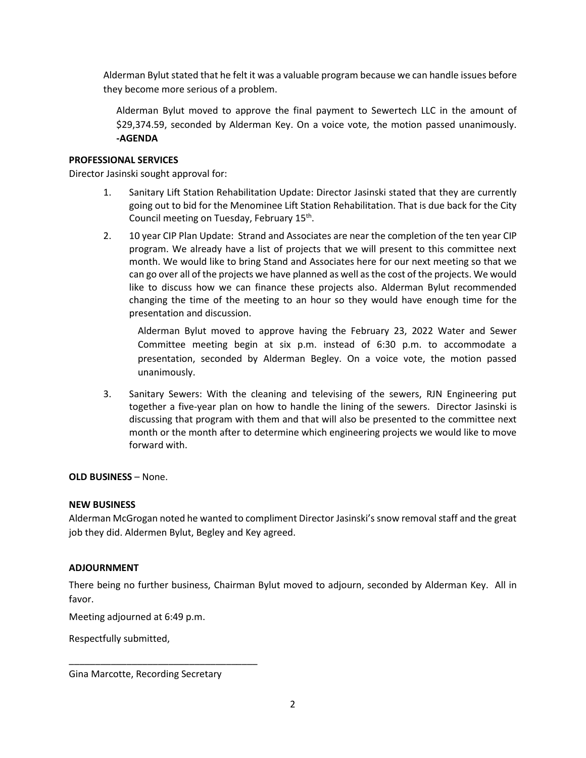Alderman Bylut stated that he felt it was a valuable program because we can handle issues before they become more serious of a problem.

Alderman Bylut moved to approve the final payment to Sewertech LLC in the amount of $29,374.59, seconded by Alderman Key. On a voice vote, the motion passed unanimously. **-AGENDA**

**PROFESSIONAL SERVICES**

Director Jasinski sought approval for:

1. Sanitary Lift Station Rehabilitation Update: Director Jasinski stated that they are currently going out to bid for the Menominee Lift Station Rehabilitation. That is due back for the City Council meeting on Tuesday, February 15th.
2. 10 year CIP Plan Update: Strand and Associates are near the completion of the ten year CIP program. We already have a list of projects that we will present to this committee next month. We would like to bring Stand and Associates here for our next meeting so that we can go over all of the projects we have planned as well as the cost of the projects. We would like to discuss how we can finance these projects also. Alderman Bylut recommended changing the time of the meeting to an hour so they would have enough time for the presentation and discussion.

   Alderman Bylut moved to approve having the February 23, 2022 Water and Sewer Committee meeting begin at six p.m. instead of 6:30 p.m. to accommodate a presentation, seconded by Alderman Begley. On a voice vote, the motion passed unanimously.

3. Sanitary Sewers: With the cleaning and televising of the sewers, RJN Engineering put together a five-year plan on how to handle the lining of the sewers. Director Jasinski is discussing that program with them and that will also be presented to the committee next month or the month after to determine which engineering projects we would like to move forward with.

**OLD BUSINESS** – None.

**NEW BUSINESS**

Alderman McGrogan noted he wanted to compliment Director Jasinski's snow removal staff and the great job they did. Aldermen Bylut, Begley and Key agreed.

**ADJOURNMENT**

There being no further business, Chairman Bylut moved to adjourn, seconded by Alderman Key. All in favor.

Meeting adjourned at 6:49 p.m.

Respectfully submitted,

\_\_\_\_\_\_\_\_\_\_\_\_\_\_\_\_\_\_\_\_\_\_\_\_\_\_\_\_\_\_\_\_\_\_\_\_

Gina Marcotte, Recording Secretary